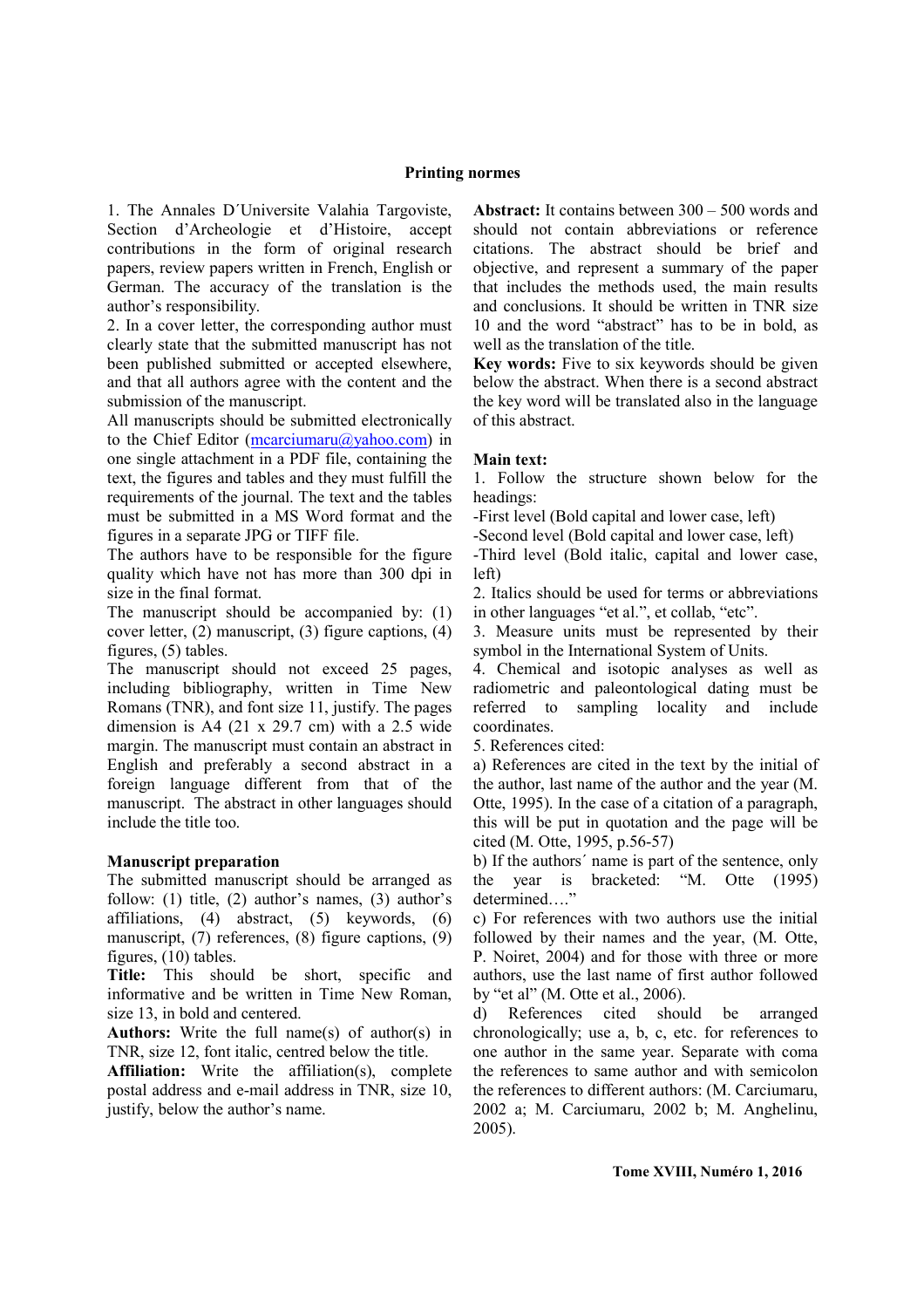# Printing normes

1. The Annales D´Universite Valahia Targoviste, Section d'Archeologie et d'Histoire, accept contributions in the form of original research papers, review papers written in French, English or German. The accuracy of the translation is the author's responsibility.

2. In a cover letter, the corresponding author must clearly state that the submitted manuscript has not been published submitted or accepted elsewhere, and that all authors agree with the content and the submission of the manuscript.

All manuscripts should be submitted electronically to the Chief Editor (mcarciumaru@yahoo.com) in one single attachment in a PDF file, containing the text, the figures and tables and they must fulfill the requirements of the journal. The text and the tables must be submitted in a MS Word format and the figures in a separate JPG or TIFF file.

The authors have to be responsible for the figure quality which have not has more than 300 dpi in size in the final format.

The manuscript should be accompanied by: (1) cover letter, (2) manuscript, (3) figure captions, (4) figures, (5) tables.

The manuscript should not exceed 25 pages, including bibliography, written in Time New Romans (TNR), and font size 11, justify. The pages dimension is A4 (21 x 29.7 cm) with a 2.5 wide margin. The manuscript must contain an abstract in English and preferably a second abstract in a foreign language different from that of the manuscript. The abstract in other languages should include the title too.

## Manuscript preparation

The submitted manuscript should be arranged as follow: (1) title, (2) author's names, (3) author's affiliations, (4) abstract, (5) keywords, (6) manuscript, (7) references, (8) figure captions, (9) figures, (10) tables.

**Title:** This should be short, specific and informative and be written in Time New Roman, size 13, in bold and centered.

**Authors:** Write the full name(s) of author(s) in TNR, size 12, font italic, centred below the title.

**Affiliation:** Write the affiliation(s), complete postal address and e-mail address in TNR, size 10, justify, below the author's name.

**Abstract:** It contains between 300 – 500 words and should not contain abbreviations or reference citations. The abstract should be brief and objective, and represent a summary of the paper that includes the methods used, the main results and conclusions. It should be written in TNR size 10 and the word "abstract" has to be in bold, as well as the translation of the title.

**Key words:** Five to six keywords should be given below the abstract. When there is a second abstract the key word will be translated also in the language of this abstract.

## Main text:

1. Follow the structure shown below for the headings:
   - -First level (Bold capital and lower case, left)
   - -Second level (Bold capital and lower case, left)
   - -Third level (Bold italic, capital and lower case, left)
2. Italics should be used for terms or abbreviations in other languages "et al.", et collab, "etc".
3. Measure units must be represented by their symbol in the International System of Units.
4. Chemical and isotopic analyses as well as radiometric and paleontological dating must be referred to sampling locality and include coordinates.
5. References cited:

a) References are cited in the text by the initial of the author, last name of the author and the year (M. Otte, 1995). In the case of a citation of a paragraph, this will be put in quotation and the page will be cited (M. Otte, 1995, p.56-57)

b) If the authors´ name is part of the sentence, only the year is bracketed: "M. Otte (1995) determined…."

c) For references with two authors use the initial followed by their names and the year, (M. Otte, P. Noiret, 2004) and for those with three or more authors, use the last name of first author followed by "et al" (M. Otte et al., 2006).

d) References cited should be arranged chronologically; use a, b, c, etc. for references to one author in the same year. Separate with coma the references to same author and with semicolon the references to different authors: (M. Carciumaru, 2002 a; M. Carciumaru, 2002 b; M. Anghelinu, 2005).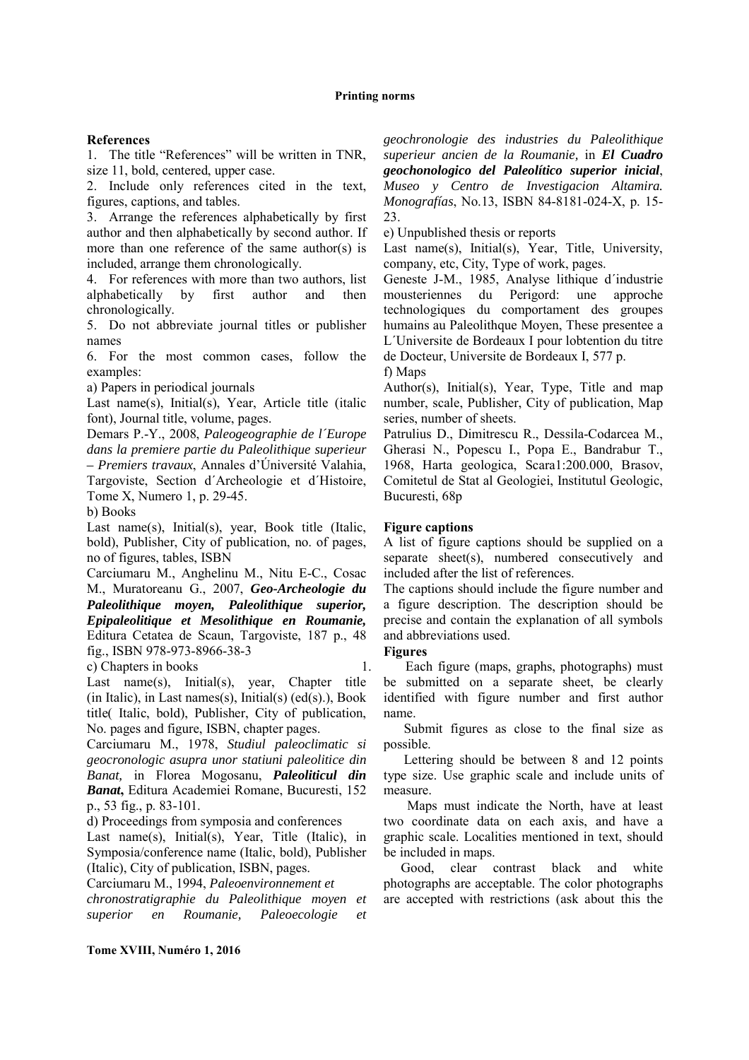**Printing norms**

**References**

1. The title "References" will be written in TNR, size 11, bold, centered, upper case.
2. Include only references cited in the text, figures, captions, and tables.
3. Arrange the references alphabetically by first author and then alphabetically by second author. If more than one reference of the same author(s) is included, arrange them chronologically.
4. For references with more than two authors, list alphabetically by first author and then chronologically.
5. Do not abbreviate journal titles or publisher names
6. For the most common cases, follow the examples:

a) Papers in periodical journals

Last name(s), Initial(s), Year, Article title (italic font), Journal title, volume, pages.

Demars P.-Y., 2008, *Paleogeographie de l´Europe dans la premiere partie du Paleolithique superieur – Premiers travaux*, Annales d'Úniversité Valahia, Targoviste, Section d´Archeologie et d´Histoire, Tome X, Numero 1, p. 29-45.

b) Books

Last name(s), Initial(s), year, Book title (Italic, bold), Publisher, City of publication, no. of pages, no of figures, tables, ISBN

Carciumaru M., Anghelinu M., Nitu E-C., Cosac M., Muratoreanu G., 2007, ***Geo-Archeologie du Paleolithique moyen, Paleolithique superior, Epipaleolitique et Mesolithique en Roumanie,*** Editura Cetatea de Scaun, Targoviste, 187 p., 48 fig., ISBN 978-973-8966-38-3

c) Chapters in books 1.

Last name(s), Initial(s), year, Chapter title (in Italic), in Last names(s), Initial(s) (ed(s).), Book title( Italic, bold), Publisher, City of publication, No. pages and figure, ISBN, chapter pages.

Carciumaru M., 1978, *Studiul paleoclimatic si geocronologic asupra unor statiuni paleolitice din Banat,* in Florea Mogosanu, ***Paleoliticul din Banat,*** Editura Academiei Romane, Bucuresti, 152 p., 53 fig., p. 83-101.

d) Proceedings from symposia and conferences

Last name(s), Initial(s), Year, Title (Italic), in Symposia/conference name (Italic, bold), Publisher (Italic), City of publication, ISBN, pages.

Carciumaru M., 1994, *Paleoenvironnement et chronostratigraphie du Paleolithique moyen et superior en Roumanie, Paleoecologie et geochronologie des industries du Paleolithique superieur ancien de la Roumanie,* in ***El Cuadro geochonologico del Paleolítico superior inicial***, *Museo y Centro de Investigacion Altamira. Monografías*, No.13, ISBN 84-8181-024-X, p. 15-23.

e) Unpublished thesis or reports

Last name(s), Initial(s), Year, Title, University, company, etc, City, Type of work, pages.

Geneste J-M., 1985, Analyse lithique d´industrie mousteriennes du Perigord: une approche technologiques du comportament des groupes humains au Paleolithque Moyen, These presentee a L´Universite de Bordeaux I pour lobtention du titre de Docteur, Universite de Bordeaux I, 577 p.

f) Maps

Author(s), Initial(s), Year, Type, Title and map number, scale, Publisher, City of publication, Map series, number of sheets.

Patrulius D., Dimitrescu R., Dessila-Codarcea M., Gherasi N., Popescu I., Popa E., Bandrabur T., 1968, Harta geologica, Scara1:200.000, Brasov, Comitetul de Stat al Geologiei, Institutul Geologic, Bucuresti, 68p

**Figure captions**

A list of figure captions should be supplied on a separate sheet(s), numbered consecutively and included after the list of references.

The captions should include the figure number and a figure description. The description should be precise and contain the explanation of all symbols and abbreviations used.

**Figures**

Each figure (maps, graphs, photographs) must be submitted on a separate sheet, be clearly identified with figure number and first author name.

Submit figures as close to the final size as possible.

Lettering should be between 8 and 12 points type size. Use graphic scale and include units of measure.

Maps must indicate the North, have at least two coordinate data on each axis, and have a graphic scale. Localities mentioned in text, should be included in maps.

Good, clear contrast black and white photographs are acceptable. The color photographs are accepted with restrictions (ask about this the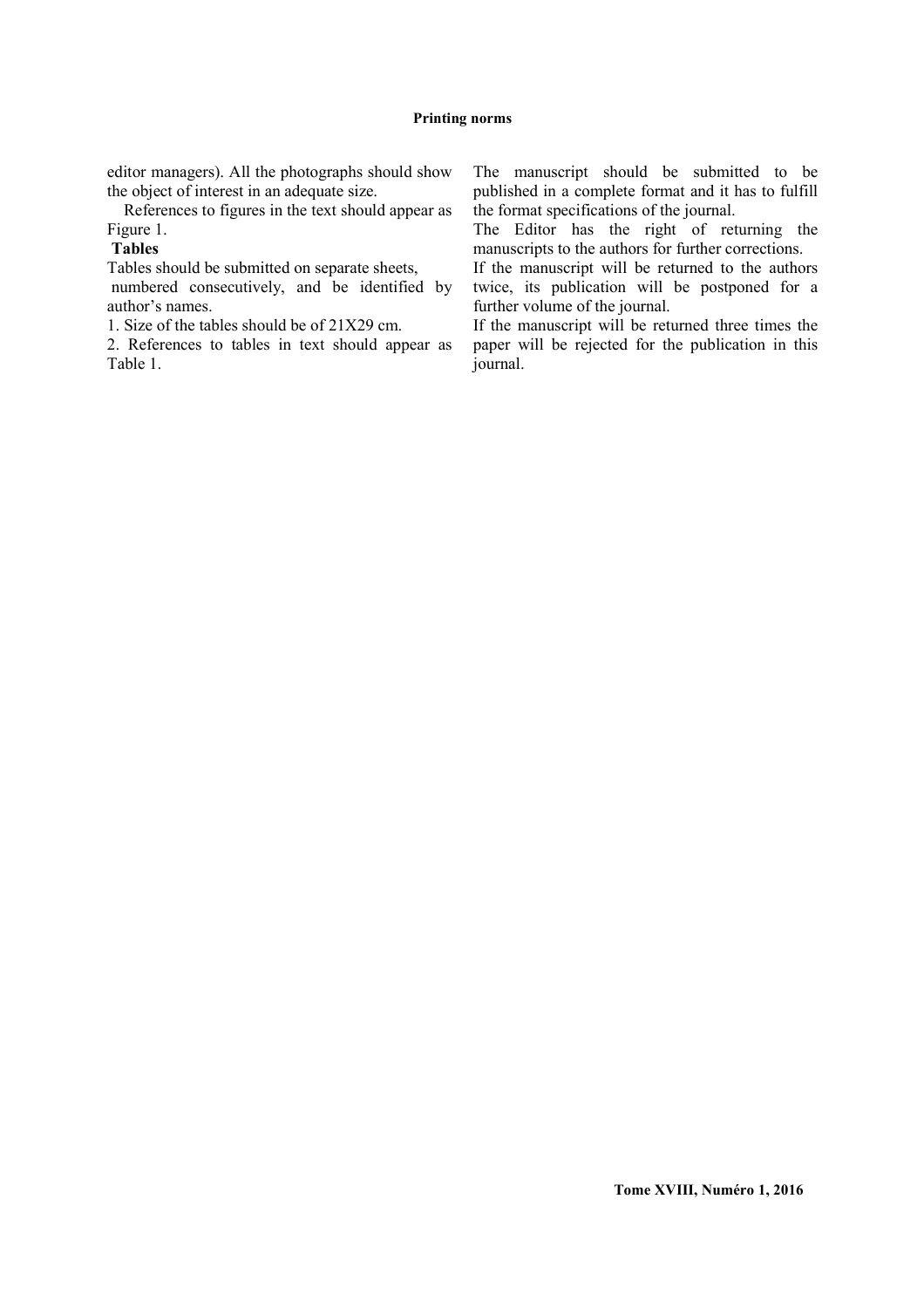editor managers). All the photographs should show the object of interest in an adequate size.

References to figures in the text should appear as Figure 1.

**Tables**

Tables should be submitted on separate sheets, numbered consecutively, and be identified by author's names.

1. Size of the tables should be of 21X29 cm.
2. References to tables in text should appear as Table 1.

The manuscript should be submitted to be published in a complete format and it has to fulfill the format specifications of the journal.

The Editor has the right of returning the manuscripts to the authors for further corrections.

If the manuscript will be returned to the authors twice, its publication will be postponed for a further volume of the journal.

If the manuscript will be returned three times the paper will be rejected for the publication in this journal.